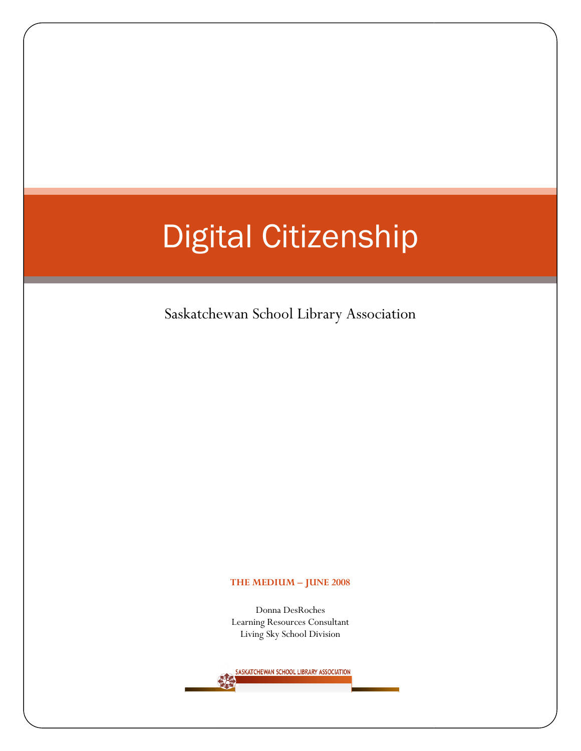# Digital Citizenship

Saskatchewan School Library Association

**THE MEDIUM – JUNE 2008**

Donna DesRoches
Learning Resources Consultant
Living Sky School Division

SASKATCHEWAN SCHOOL LIBRARY ASSOCIATION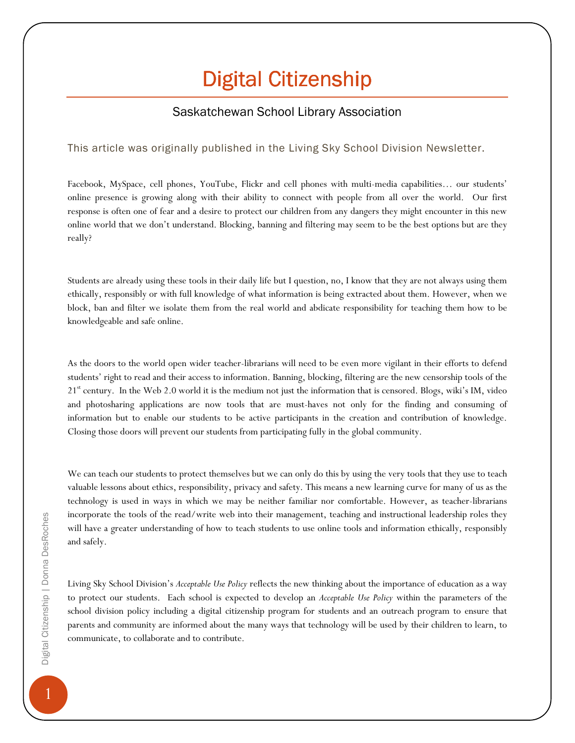# Digital Citizenship

## Saskatchewan School Library Association

This article was originally published in the Living Sky School Division Newsletter.

Facebook, MySpace, cell phones, YouTube, Flickr and cell phones with multi-media capabilities… our students' online presence is growing along with their ability to connect with people from all over the world. Our first response is often one of fear and a desire to protect our children from any dangers they might encounter in this new online world that we don't understand. Blocking, banning and filtering may seem to be the best options but are they really?

Students are already using these tools in their daily life but I question, no, I know that they are not always using them ethically, responsibly or with full knowledge of what information is being extracted about them. However, when we block, ban and filter we isolate them from the real world and abdicate responsibility for teaching them how to be knowledgeable and safe online.

As the doors to the world open wider teacher-librarians will need to be even more vigilant in their efforts to defend students' right to read and their access to information. Banning, blocking, filtering are the new censorship tools of the 21st century. In the Web 2.0 world it is the medium not just the information that is censored. Blogs, wiki's IM, video and photosharing applications are now tools that are must-haves not only for the finding and consuming of information but to enable our students to be active participants in the creation and contribution of knowledge. Closing those doors will prevent our students from participating fully in the global community.

We can teach our students to protect themselves but we can only do this by using the very tools that they use to teach valuable lessons about ethics, responsibility, privacy and safety. This means a new learning curve for many of us as the technology is used in ways in which we may be neither familiar nor comfortable. However, as teacher-librarians incorporate the tools of the read/write web into their management, teaching and instructional leadership roles they will have a greater understanding of how to teach students to use online tools and information ethically, responsibly and safely.

Living Sky School Division's *Acceptable Use Policy* reflects the new thinking about the importance of education as a way to protect our students. Each school is expected to develop an *Acceptable Use Policy* within the parameters of the school division policy including a digital citizenship program for students and an outreach program to ensure that parents and community are informed about the many ways that technology will be used by their children to learn, to communicate, to collaborate and to contribute.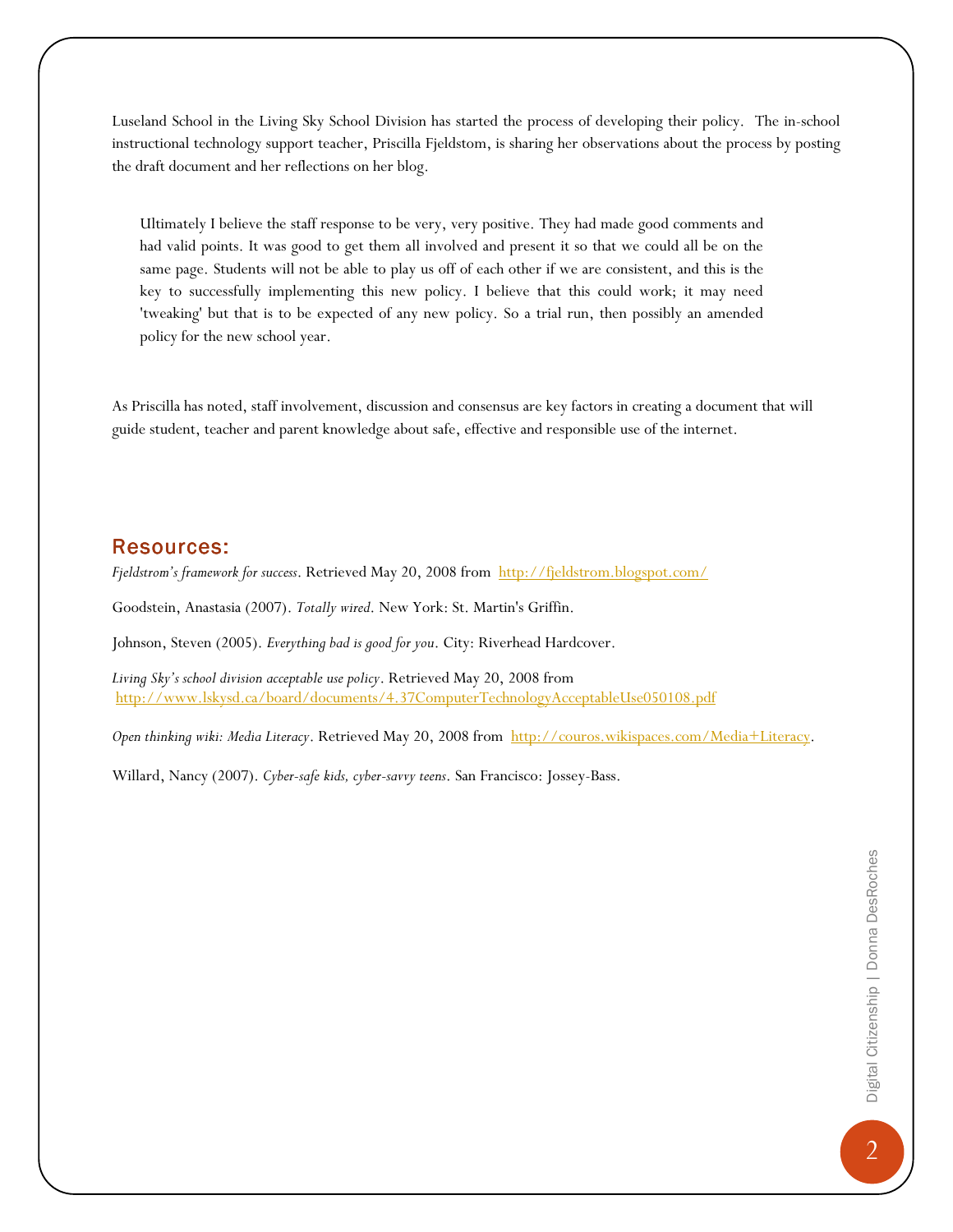Luseland School in the Living Sky School Division has started the process of developing their policy. The in-school instructional technology support teacher, Priscilla Fjeldstom, is sharing her observations about the process by posting the draft document and her reflections on her blog.

> Ultimately I believe the staff response to be very, very positive. They had made good comments and had valid points. It was good to get them all involved and present it so that we could all be on the same page. Students will not be able to play us off of each other if we are consistent, and this is the key to successfully implementing this new policy. I believe that this could work; it may need 'tweaking' but that is to be expected of any new policy. So a trial run, then possibly an amended policy for the new school year.

As Priscilla has noted, staff involvement, discussion and consensus are key factors in creating a document that will guide student, teacher and parent knowledge about safe, effective and responsible use of the internet.

## Resources:

*Fjeldstrom's framework for success*. Retrieved May 20, 2008 from http://fjeldstrom.blogspot.com/

Goodstein, Anastasia (2007). *Totally wired*. New York: St. Martin's Griffin.

Johnson, Steven (2005). *Everything bad is good for you*. City: Riverhead Hardcover.

*Living Sky's school division acceptable use policy*. Retrieved May 20, 2008 from http://www.lskysd.ca/board/documents/4.37ComputerTechnologyAcceptableUse050108.pdf

*Open thinking wiki: Media Literacy*. Retrieved May 20, 2008 from http://couros.wikispaces.com/Media+Literacy.

Willard, Nancy (2007). *Cyber-safe kids, cyber-savvy teens*. San Francisco: Jossey-Bass.